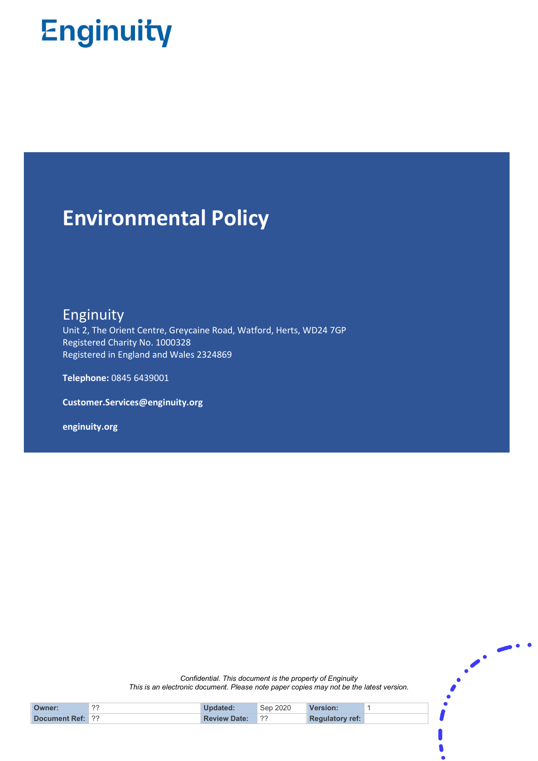Enginuity

# Environmental Policy

Enginuity
Unit 2, The Orient Centre, Greycaine Road, Watford, Herts, WD24 7GP
Registered Charity No. 1000328
Registered in England and Wales 2324869

**Telephone:** 0845 6439001

**Customer.Services@enginuity.org**

**enginuity.org**

*Confidential. This document is the property of Enginuity*
*This is an electronic document. Please note paper copies may not be the latest version.*

| **Owner:** | ?? | **Updated:** | Sep 2020 | **Version:** | 1 |
|---|---|---|---|---|---|
| **Document Ref:** | ?? | **Review Date:** | ?? | **Regulatory ref:** | |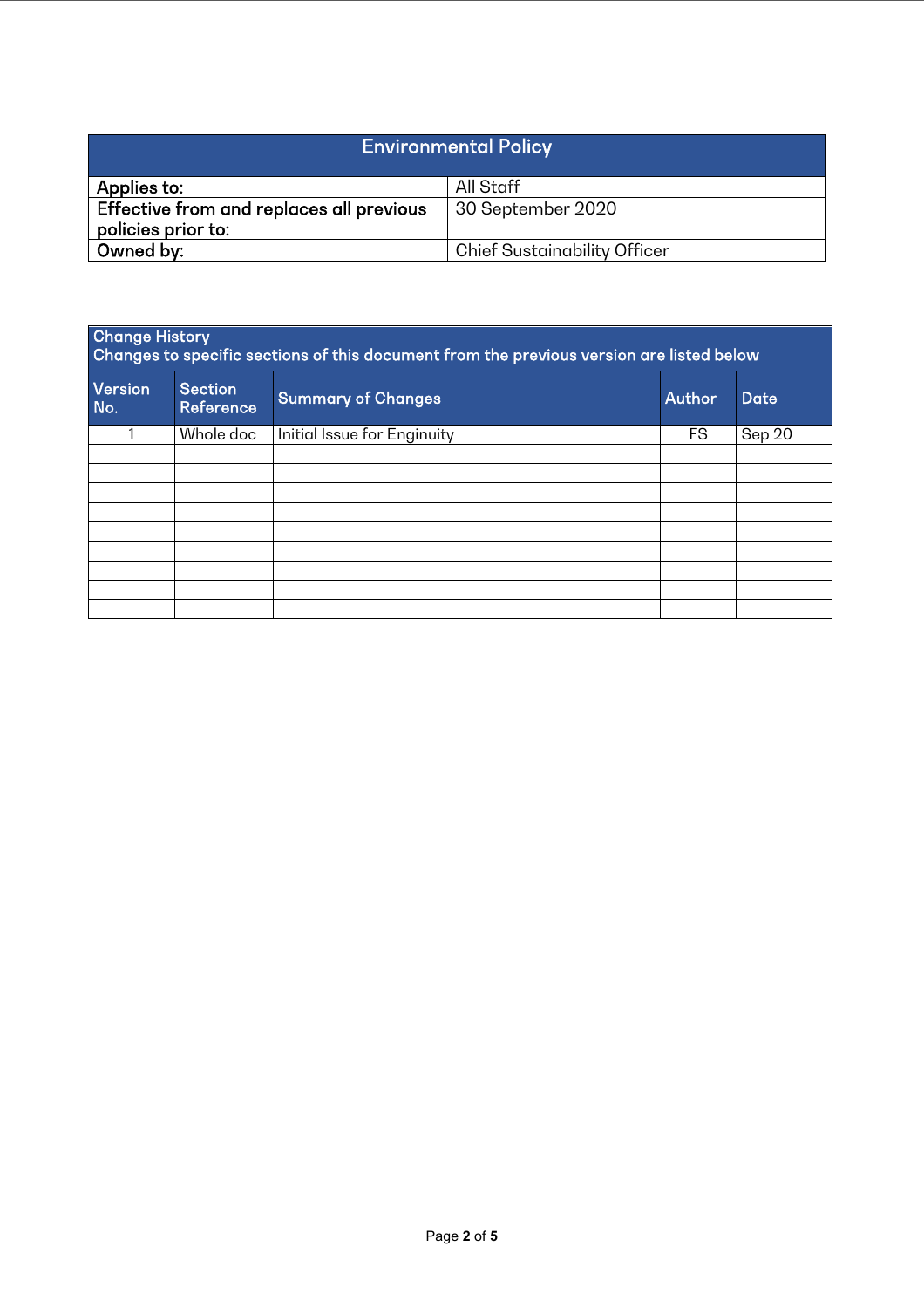| Environmental Policy | |
|---|---|
| **Applies to:** | All Staff |
| **Effective from and replaces all previous policies prior to:** | 30 September 2020 |
| **Owned by:** | Chief Sustainability Officer |

**Change History**
**Changes to specific sections of this document from the previous version are listed below**

| Version No. | Section Reference | Summary of Changes | Author | Date |
|---|---|---|---|---|
| 1 | Whole doc | Initial Issue for Enginuity | FS | Sep 20 |
| | | | | |
| | | | | |
| | | | | |
| | | | | |
| | | | | |
| | | | | |
| | | | | |
| | | | | |
| | | | | |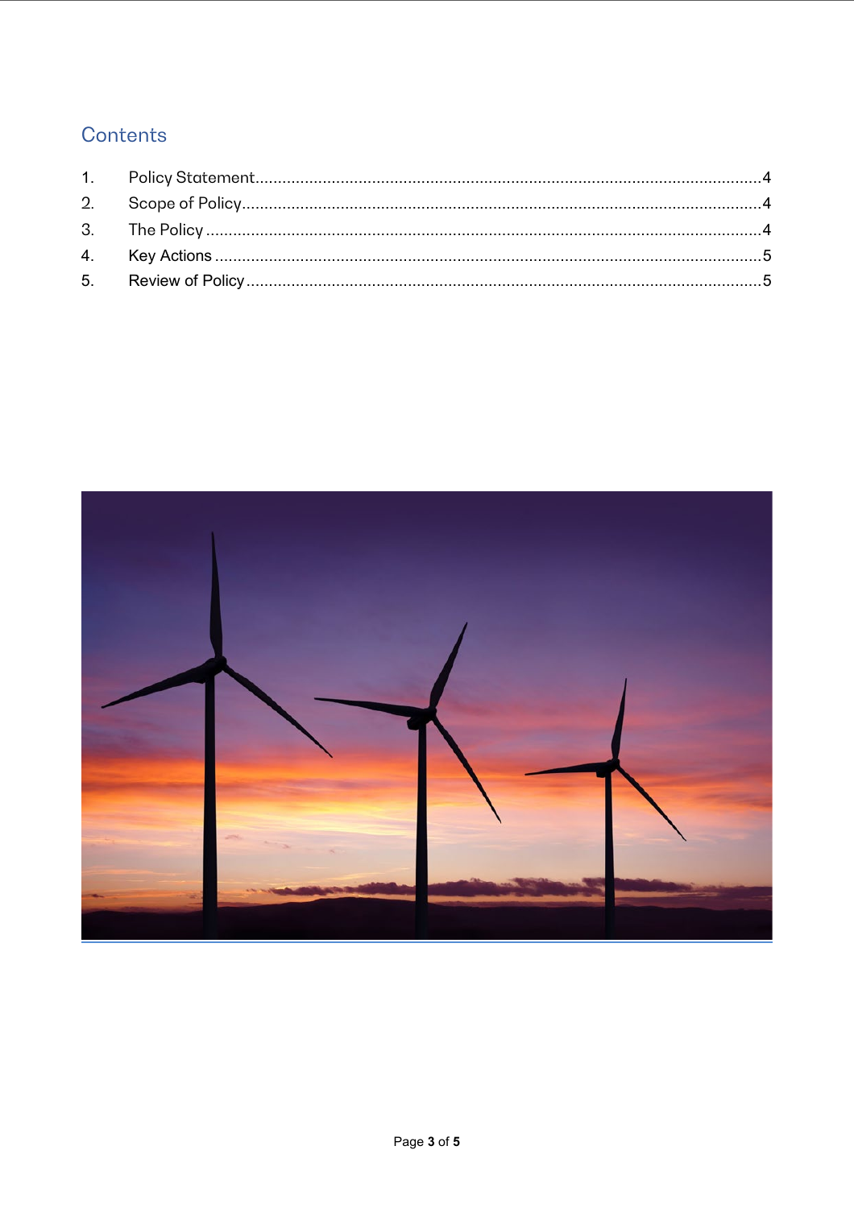## Contents

1. Policy Statement....................................................................................................4
2. Scope of Policy.......................................................................................................4
3. The Policy ..............................................................................................................4
4. Key Actions ............................................................................................................5
5. Review of Policy.....................................................................................................5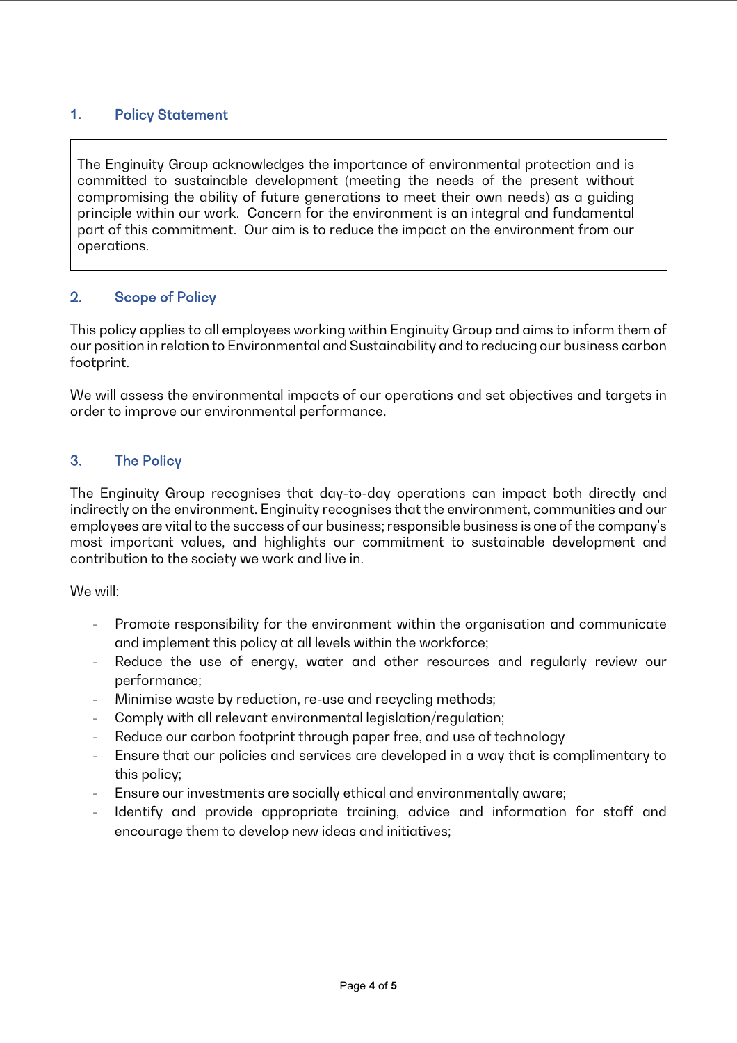## 1. Policy Statement

The Enginuity Group acknowledges the importance of environmental protection and is committed to sustainable development (meeting the needs of the present without compromising the ability of future generations to meet their own needs) as a guiding principle within our work. Concern for the environment is an integral and fundamental part of this commitment. Our aim is to reduce the impact on the environment from our operations.

## 2. Scope of Policy

This policy applies to all employees working within Enginuity Group and aims to inform them of our position in relation to Environmental and Sustainability and to reducing our business carbon footprint.

We will assess the environmental impacts of our operations and set objectives and targets in order to improve our environmental performance.

## 3. The Policy

The Enginuity Group recognises that day-to-day operations can impact both directly and indirectly on the environment. Enginuity recognises that the environment, communities and our employees are vital to the success of our business; responsible business is one of the company's most important values, and highlights our commitment to sustainable development and contribution to the society we work and live in.

We will:

- Promote responsibility for the environment within the organisation and communicate and implement this policy at all levels within the workforce;
- Reduce the use of energy, water and other resources and regularly review our performance;
- Minimise waste by reduction, re-use and recycling methods;
- Comply with all relevant environmental legislation/regulation;
- Reduce our carbon footprint through paper free, and use of technology
- Ensure that our policies and services are developed in a way that is complimentary to this policy;
- Ensure our investments are socially ethical and environmentally aware;
- Identify and provide appropriate training, advice and information for staff and encourage them to develop new ideas and initiatives;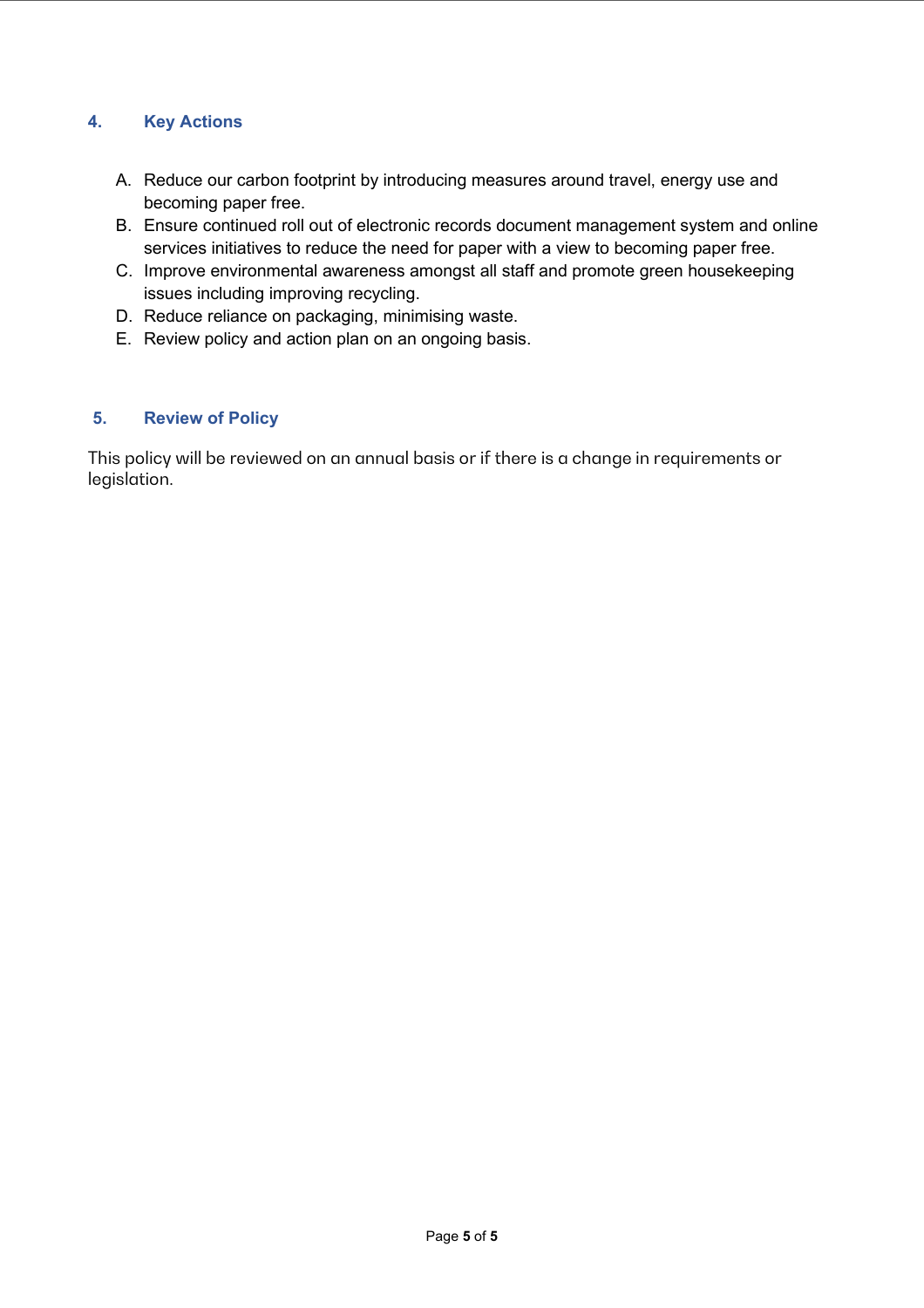## 4. Key Actions

A. Reduce our carbon footprint by introducing measures around travel, energy use and becoming paper free.
B. Ensure continued roll out of electronic records document management system and online services initiatives to reduce the need for paper with a view to becoming paper free.
C. Improve environmental awareness amongst all staff and promote green housekeeping issues including improving recycling.
D. Reduce reliance on packaging, minimising waste.
E. Review policy and action plan on an ongoing basis.

## 5. Review of Policy

This policy will be reviewed on an annual basis or if there is a change in requirements or legislation.